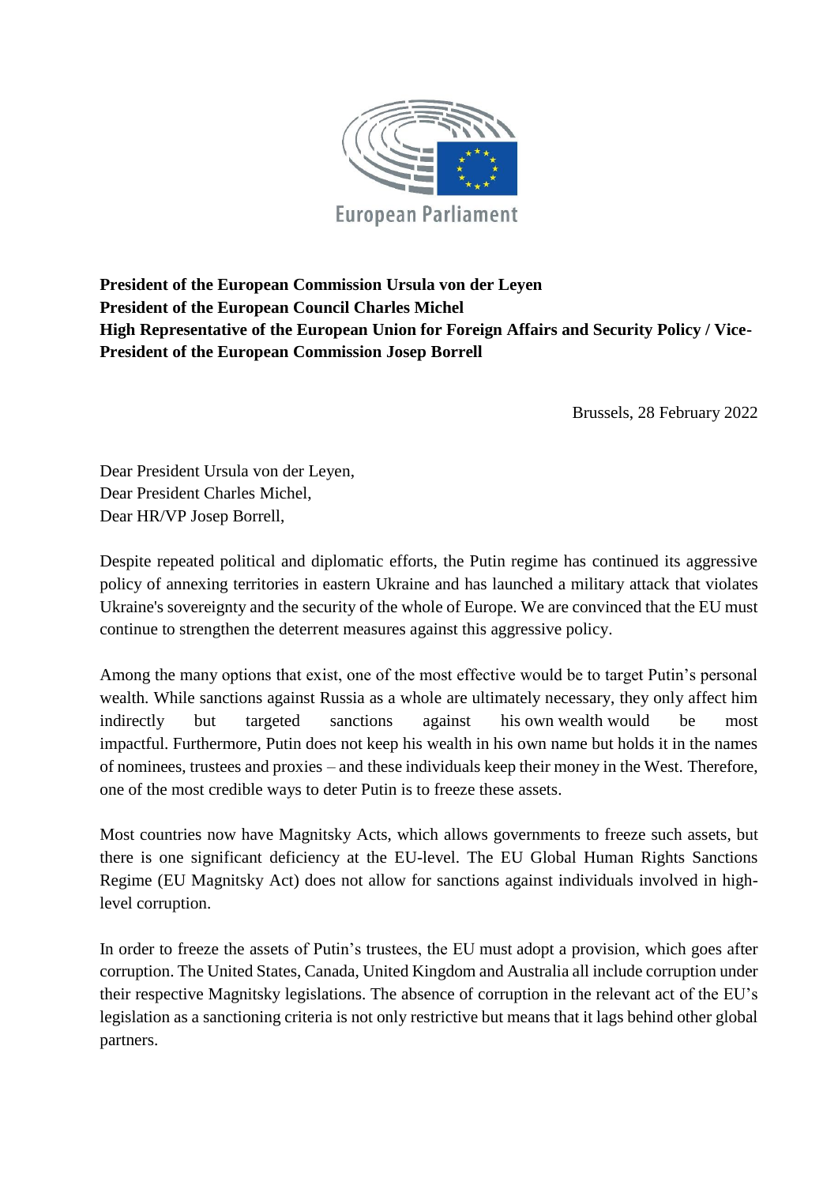European Parliament

**President of the European Commission Ursula von der Leyen**
**President of the European Council Charles Michel**
**High Representative of the European Union for Foreign Affairs and Security Policy / Vice-President of the European Commission Josep Borrell**

Brussels, 28 February 2022

Dear President Ursula von der Leyen,
Dear President Charles Michel,
Dear HR/VP Josep Borrell,

Despite repeated political and diplomatic efforts, the Putin regime has continued its aggressive policy of annexing territories in eastern Ukraine and has launched a military attack that violates Ukraine's sovereignty and the security of the whole of Europe. We are convinced that the EU must continue to strengthen the deterrent measures against this aggressive policy.

Among the many options that exist, one of the most effective would be to target Putin's personal wealth. While sanctions against Russia as a whole are ultimately necessary, they only affect him indirectly but targeted sanctions against his own wealth would be most impactful. Furthermore, Putin does not keep his wealth in his own name but holds it in the names of nominees, trustees and proxies – and these individuals keep their money in the West. Therefore, one of the most credible ways to deter Putin is to freeze these assets.

Most countries now have Magnitsky Acts, which allows governments to freeze such assets, but there is one significant deficiency at the EU-level. The EU Global Human Rights Sanctions Regime (EU Magnitsky Act) does not allow for sanctions against individuals involved in high-level corruption.

In order to freeze the assets of Putin's trustees, the EU must adopt a provision, which goes after corruption. The United States, Canada, United Kingdom and Australia all include corruption under their respective Magnitsky legislations. The absence of corruption in the relevant act of the EU's legislation as a sanctioning criteria is not only restrictive but means that it lags behind other global partners.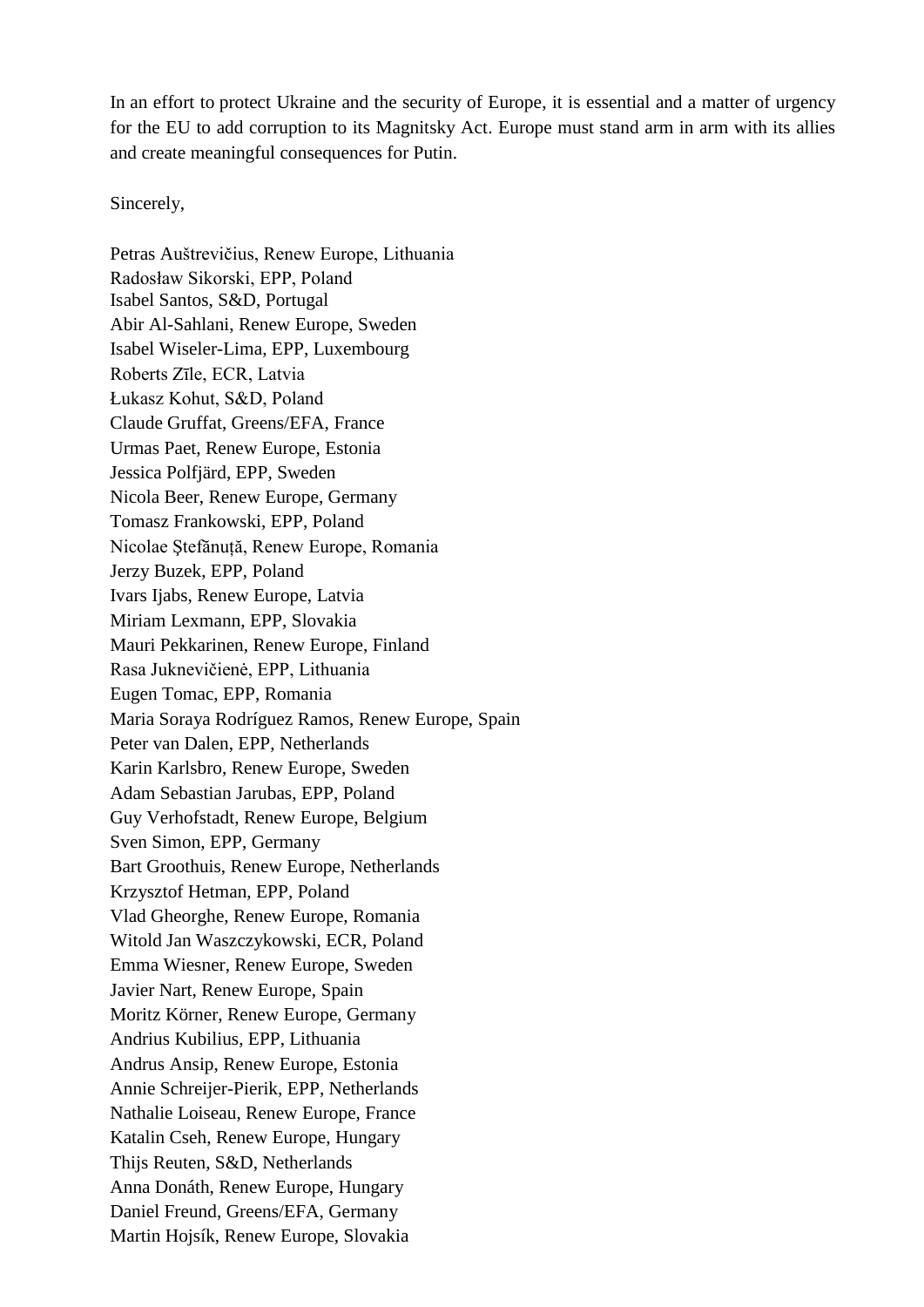In an effort to protect Ukraine and the security of Europe, it is essential and a matter of urgency for the EU to add corruption to its Magnitsky Act. Europe must stand arm in arm with its allies and create meaningful consequences for Putin.

Sincerely,

Petras Auštrevičius, Renew Europe, Lithuania
Radosław Sikorski, EPP, Poland
Isabel Santos, S&D, Portugal
Abir Al-Sahlani, Renew Europe, Sweden
Isabel Wiseler-Lima, EPP, Luxembourg
Roberts Zīle, ECR, Latvia
Łukasz Kohut, S&D, Poland
Claude Gruffat, Greens/EFA, France
Urmas Paet, Renew Europe, Estonia
Jessica Polfjärd, EPP, Sweden
Nicola Beer, Renew Europe, Germany
Tomasz Frankowski, EPP, Poland
Nicolae Ştefănuță, Renew Europe, Romania
Jerzy Buzek, EPP, Poland
Ivars Ijabs, Renew Europe, Latvia
Miriam Lexmann, EPP, Slovakia
Mauri Pekkarinen, Renew Europe, Finland
Rasa Juknevičienė, EPP, Lithuania
Eugen Tomac, EPP, Romania
Maria Soraya Rodríguez Ramos, Renew Europe, Spain
Peter van Dalen, EPP, Netherlands
Karin Karlsbro, Renew Europe, Sweden
Adam Sebastian Jarubas, EPP, Poland
Guy Verhofstadt, Renew Europe, Belgium
Sven Simon, EPP, Germany
Bart Groothuis, Renew Europe, Netherlands
Krzysztof Hetman, EPP, Poland
Vlad Gheorghe, Renew Europe, Romania
Witold Jan Waszczykowski, ECR, Poland
Emma Wiesner, Renew Europe, Sweden
Javier Nart, Renew Europe, Spain
Moritz Körner, Renew Europe, Germany
Andrius Kubilius, EPP, Lithuania
Andrus Ansip, Renew Europe, Estonia
Annie Schreijer-Pierik, EPP, Netherlands
Nathalie Loiseau, Renew Europe, France
Katalin Cseh, Renew Europe, Hungary
Thijs Reuten, S&D, Netherlands
Anna Donáth, Renew Europe, Hungary
Daniel Freund, Greens/EFA, Germany
Martin Hojsík, Renew Europe, Slovakia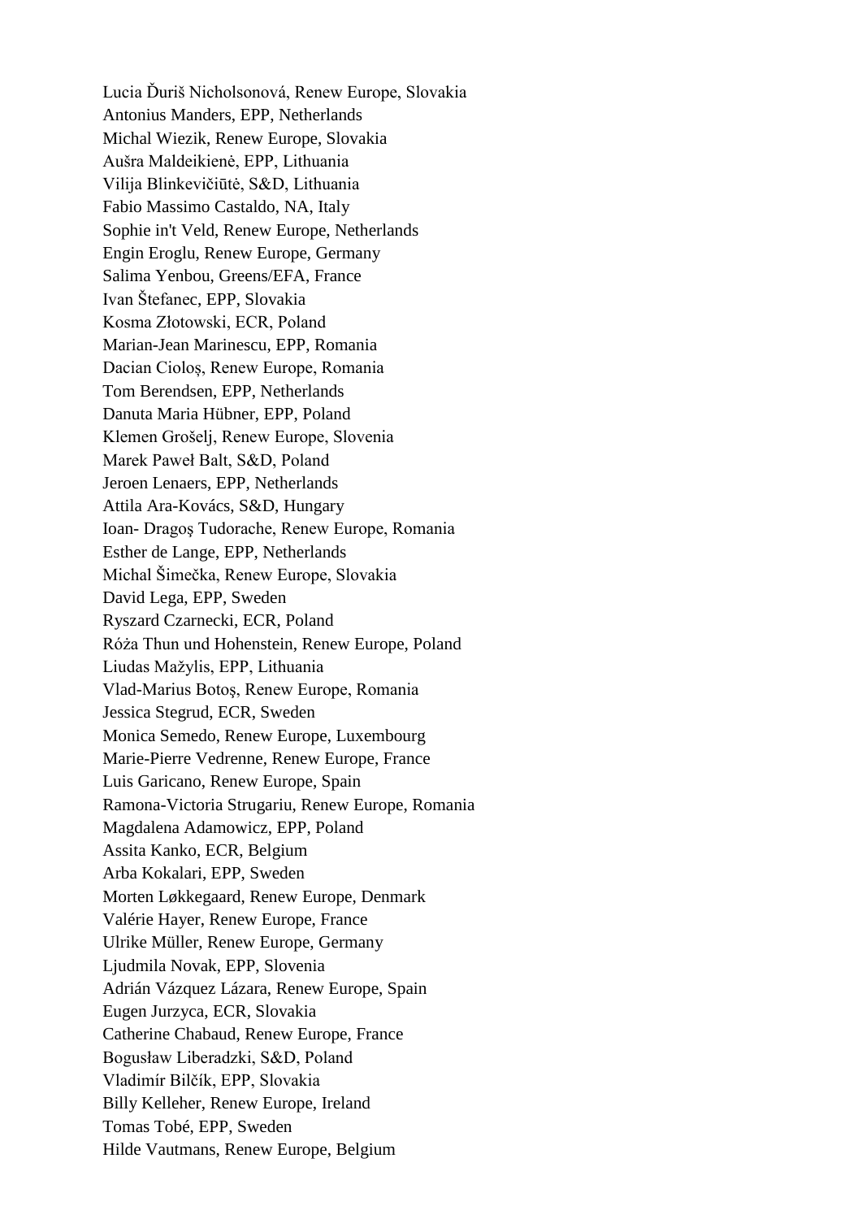Lucia Ďuriš Nicholsonová, Renew Europe, Slovakia
Antonius Manders, EPP, Netherlands
Michal Wiezik, Renew Europe, Slovakia
Aušra Maldeikienė, EPP, Lithuania
Vilija Blinkevičiūtė, S&D, Lithuania
Fabio Massimo Castaldo, NA, Italy
Sophie in't Veld, Renew Europe, Netherlands
Engin Eroglu, Renew Europe, Germany
Salima Yenbou, Greens/EFA, France
Ivan Štefanec, EPP, Slovakia
Kosma Złotowski, ECR, Poland
Marian-Jean Marinescu, EPP, Romania
Dacian Cioloş, Renew Europe, Romania
Tom Berendsen, EPP, Netherlands
Danuta Maria Hübner, EPP, Poland
Klemen Grošelj, Renew Europe, Slovenia
Marek Paweł Balt, S&D, Poland
Jeroen Lenaers, EPP, Netherlands
Attila Ara-Kovács, S&D, Hungary
Ioan- Dragoş Tudorache, Renew Europe, Romania
Esther de Lange, EPP, Netherlands
Michal Šimečka, Renew Europe, Slovakia
David Lega, EPP, Sweden
Ryszard Czarnecki, ECR, Poland
Róża Thun und Hohenstein, Renew Europe, Poland
Liudas Mažylis, EPP, Lithuania
Vlad-Marius Botoş, Renew Europe, Romania
Jessica Stegrud, ECR, Sweden
Monica Semedo, Renew Europe, Luxembourg
Marie-Pierre Vedrenne, Renew Europe, France
Luis Garicano, Renew Europe, Spain
Ramona-Victoria Strugariu, Renew Europe, Romania
Magdalena Adamowicz, EPP, Poland
Assita Kanko, ECR, Belgium
Arba Kokalari, EPP, Sweden
Morten Løkkegaard, Renew Europe, Denmark
Valérie Hayer, Renew Europe, France
Ulrike Müller, Renew Europe, Germany
Ljudmila Novak, EPP, Slovenia
Adrián Vázquez Lázara, Renew Europe, Spain
Eugen Jurzyca, ECR, Slovakia
Catherine Chabaud, Renew Europe, France
Bogusław Liberadzki, S&D, Poland
Vladimír Bilčík, EPP, Slovakia
Billy Kelleher, Renew Europe, Ireland
Tomas Tobé, EPP, Sweden
Hilde Vautmans, Renew Europe, Belgium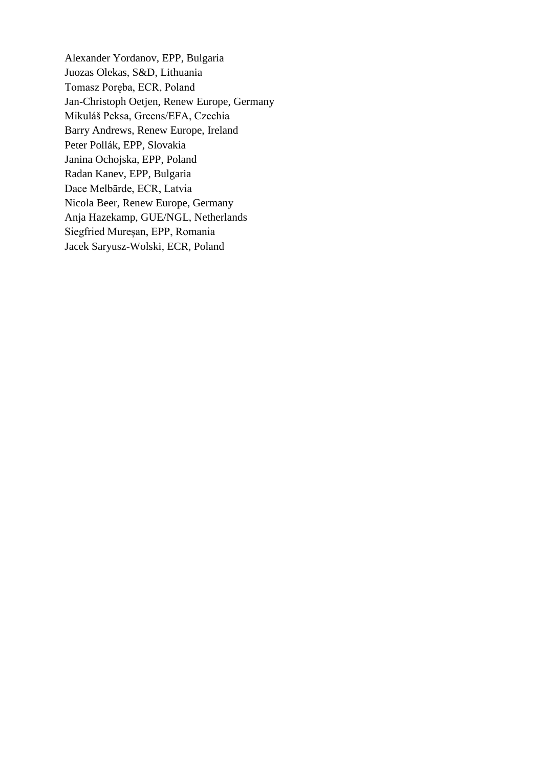Alexander Yordanov, EPP, Bulgaria
Juozas Olekas, S&D, Lithuania
Tomasz Poręba, ECR, Poland
Jan-Christoph Oetjen, Renew Europe, Germany
Mikuláš Peksa, Greens/EFA, Czechia
Barry Andrews, Renew Europe, Ireland
Peter Pollák, EPP, Slovakia
Janina Ochojska, EPP, Poland
Radan Kanev, EPP, Bulgaria
Dace Melbārde, ECR, Latvia
Nicola Beer, Renew Europe, Germany
Anja Hazekamp, GUE/NGL, Netherlands
Siegfried Mureșan, EPP, Romania
Jacek Saryusz-Wolski, ECR, Poland